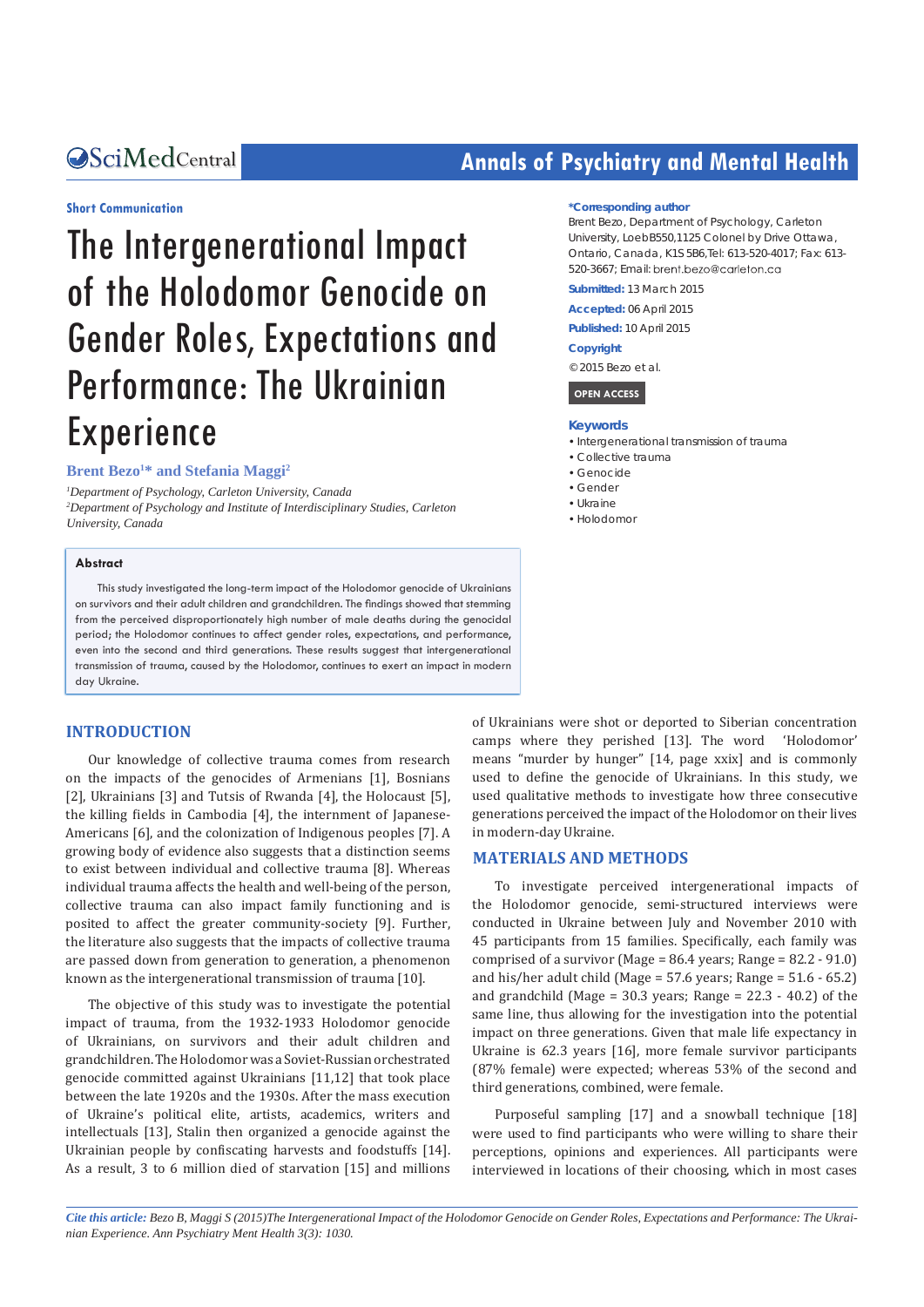**Short Communication**

# The Intergenerational Impact of the Holodomor Genocide on Gender Roles, Expectations and Performance: The Ukrainian Experience

**Brent Bezo[1]* and Stefania Maggi[2]**

*[1]Department of Psychology, Carleton University, Canada*
*[2]Department of Psychology and Institute of Interdisciplinary Studies, Carleton University, Canada*

**\*Corresponding author**

Brent Bezo, Department of Psychology, Carleton University, Loeb B550, 1125 Colonel by Drive Ottawa, Ontario, Canada, K1S 5B6, Tel: 613-520-4017; Fax: 613-520-3667; Email: brent.bezo@carleton.ca

**Submitted:** 13 March 2015

**Accepted:** 06 April 2015

**Published:** 10 April 2015

**Copyright**

© 2015 Bezo et al.

**OPEN ACCESS**

**Keywords**

- Intergenerational transmission of trauma
- Collective trauma
- Genocide
- Gender
- Ukraine
- Holodomor

## Abstract

This study investigated the long-term impact of the Holodomor genocide of Ukrainians on survivors and their adult children and grandchildren. The findings showed that stemming from the perceived disproportionately high number of male deaths during the genocidal period; the Holodomor continues to affect gender roles, expectations, and performance, even into the second and third generations. These results suggest that intergenerational transmission of trauma, caused by the Holodomor, continues to exert an impact in modern day Ukraine.

## INTRODUCTION

Our knowledge of collective trauma comes from research on the impacts of the genocides of Armenians [1], Bosnians [2], Ukrainians [3] and Tutsis of Rwanda [4], the Holocaust [5], the killing fields in Cambodia [4], the internment of Japanese-Americans [6], and the colonization of Indigenous peoples [7]. A growing body of evidence also suggests that a distinction seems to exist between individual and collective trauma [8]. Whereas individual trauma affects the health and well-being of the person, collective trauma can also impact family functioning and is posited to affect the greater community-society [9]. Further, the literature also suggests that the impacts of collective trauma are passed down from generation to generation, a phenomenon known as the intergenerational transmission of trauma [10].

The objective of this study was to investigate the potential impact of trauma, from the 1932-1933 Holodomor genocide of Ukrainians, on survivors and their adult children and grandchildren. The Holodomor was a Soviet-Russian orchestrated genocide committed against Ukrainians [11,12] that took place between the late 1920s and the 1930s. After the mass execution of Ukraine's political elite, artists, academics, writers and intellectuals [13], Stalin then organized a genocide against the Ukrainian people by confiscating harvests and foodstuffs [14]. As a result, 3 to 6 million died of starvation [15] and millions of Ukrainians were shot or deported to Siberian concentration camps where they perished [13]. The word 'Holodomor' means "murder by hunger" [14, page xxix] and is commonly used to define the genocide of Ukrainians. In this study, we used qualitative methods to investigate how three consecutive generations perceived the impact of the Holodomor on their lives in modern-day Ukraine.

## MATERIALS AND METHODS

To investigate perceived intergenerational impacts of the Holodomor genocide, semi-structured interviews were conducted in Ukraine between July and November 2010 with 45 participants from 15 families. Specifically, each family was comprised of a survivor (Mage = 86.4 years; Range = 82.2 - 91.0) and his/her adult child (Mage = 57.6 years; Range = 51.6 - 65.2) and grandchild (Mage = 30.3 years; Range = 22.3 - 40.2) of the same line, thus allowing for the investigation into the potential impact on three generations. Given that male life expectancy in Ukraine is 62.3 years [16], more female survivor participants (87% female) were expected; whereas 53% of the second and third generations, combined, were female.

Purposeful sampling [17] and a snowball technique [18] were used to find participants who were willing to share their perceptions, opinions and experiences. All participants were interviewed in locations of their choosing, which in most cases

*Cite this article: Bezo B, Maggi S (2015) The Intergenerational Impact of the Holodomor Genocide on Gender Roles, Expectations and Performance: The Ukrainian Experience. Ann Psychiatry Ment Health 3(3): 1030.*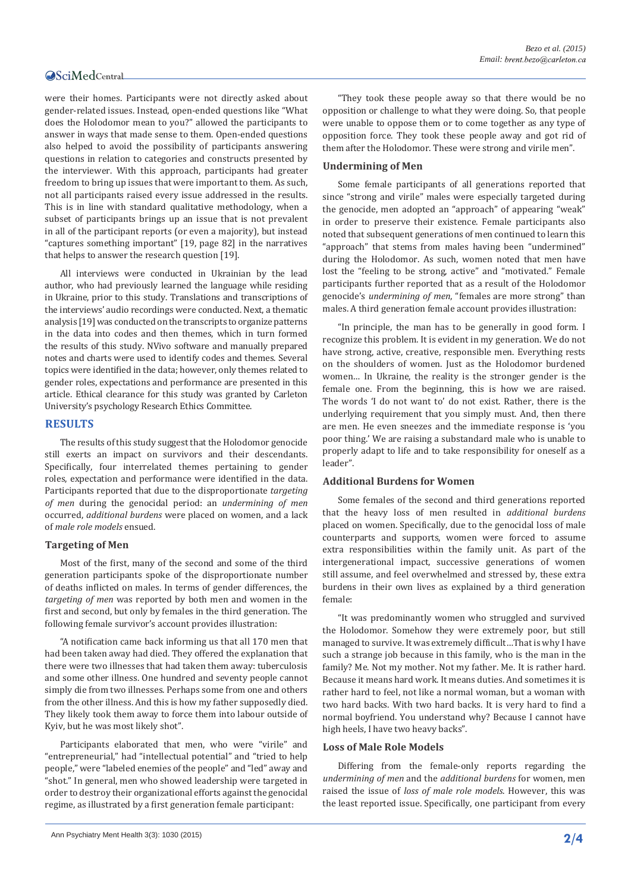were their homes. Participants were not directly asked about gender-related issues. Instead, open-ended questions like "What does the Holodomor mean to you?" allowed the participants to answer in ways that made sense to them. Open-ended questions also helped to avoid the possibility of participants answering questions in relation to categories and constructs presented by the interviewer. With this approach, participants had greater freedom to bring up issues that were important to them. As such, not all participants raised every issue addressed in the results. This is in line with standard qualitative methodology, when a subset of participants brings up an issue that is not prevalent in all of the participant reports (or even a majority), but instead "captures something important" [19, page 82] in the narratives that helps to answer the research question [19].

All interviews were conducted in Ukrainian by the lead author, who had previously learned the language while residing in Ukraine, prior to this study. Translations and transcriptions of the interviews' audio recordings were conducted. Next, a thematic analysis [19] was conducted on the transcripts to organize patterns in the data into codes and then themes, which in turn formed the results of this study. NVivo software and manually prepared notes and charts were used to identify codes and themes. Several topics were identified in the data; however, only themes related to gender roles, expectations and performance are presented in this article. Ethical clearance for this study was granted by Carleton University's psychology Research Ethics Committee.

## RESULTS

The results of this study suggest that the Holodomor genocide still exerts an impact on survivors and their descendants. Specifically, four interrelated themes pertaining to gender roles, expectation and performance were identified in the data. Participants reported that due to the disproportionate *targeting of men* during the genocidal period: an *undermining of men* occurred, *additional burdens* were placed on women, and a lack of *male role models* ensued.

### Targeting of Men

Most of the first, many of the second and some of the third generation participants spoke of the disproportionate number of deaths inflicted on males. In terms of gender differences, the *targeting of men* was reported by both men and women in the first and second, but only by females in the third generation. The following female survivor's account provides illustration:

"A notification came back informing us that all 170 men that had been taken away had died. They offered the explanation that there were two illnesses that had taken them away: tuberculosis and some other illness. One hundred and seventy people cannot simply die from two illnesses. Perhaps some from one and others from the other illness. And this is how my father supposedly died. They likely took them away to force them into labour outside of Kyiv, but he was most likely shot".

Participants elaborated that men, who were "virile" and "entrepreneurial," had "intellectual potential" and "tried to help people," were "labeled enemies of the people" and "led" away and "shot." In general, men who showed leadership were targeted in order to destroy their organizational efforts against the genocidal regime, as illustrated by a first generation female participant:

"They took these people away so that there would be no opposition or challenge to what they were doing. So, that people were unable to oppose them or to come together as any type of opposition force. They took these people away and got rid of them after the Holodomor. These were strong and virile men".

### Undermining of Men

Some female participants of all generations reported that since "strong and virile" males were especially targeted during the genocide, men adopted an "approach" of appearing "weak" in order to preserve their existence. Female participants also noted that subsequent generations of men continued to learn this "approach" that stems from males having been "undermined" during the Holodomor. As such, women noted that men have lost the "feeling to be strong, active" and "motivated." Female participants further reported that as a result of the Holodomor genocide's *undermining of men*, "females are more strong" than males. A third generation female account provides illustration:

"In principle, the man has to be generally in good form. I recognize this problem. It is evident in my generation. We do not have strong, active, creative, responsible men. Everything rests on the shoulders of women. Just as the Holodomor burdened women… In Ukraine, the reality is the stronger gender is the female one. From the beginning, this is how we are raised. The words 'I do not want to' do not exist. Rather, there is the underlying requirement that you simply must. And, then there are men. He even sneezes and the immediate response is 'you poor thing.' We are raising a substandard male who is unable to properly adapt to life and to take responsibility for oneself as a leader".

### Additional Burdens for Women

Some females of the second and third generations reported that the heavy loss of men resulted in *additional burdens* placed on women. Specifically, due to the genocidal loss of male counterparts and supports, women were forced to assume extra responsibilities within the family unit. As part of the intergenerational impact, successive generations of women still assume, and feel overwhelmed and stressed by, these extra burdens in their own lives as explained by a third generation female:

"It was predominantly women who struggled and survived the Holodomor. Somehow they were extremely poor, but still managed to survive. It was extremely difficult…That is why I have such a strange job because in this family, who is the man in the family? Me. Not my mother. Not my father. Me. It is rather hard. Because it means hard work. It means duties. And sometimes it is rather hard to feel, not like a normal woman, but a woman with two hard backs. With two hard backs. It is very hard to find a normal boyfriend. You understand why? Because I cannot have high heels, I have two heavy backs".

### Loss of Male Role Models

Differing from the female-only reports regarding the *undermining of men* and the *additional burdens* for women, men raised the issue of *loss of male role models*. However, this was the least reported issue. Specifically, one participant from every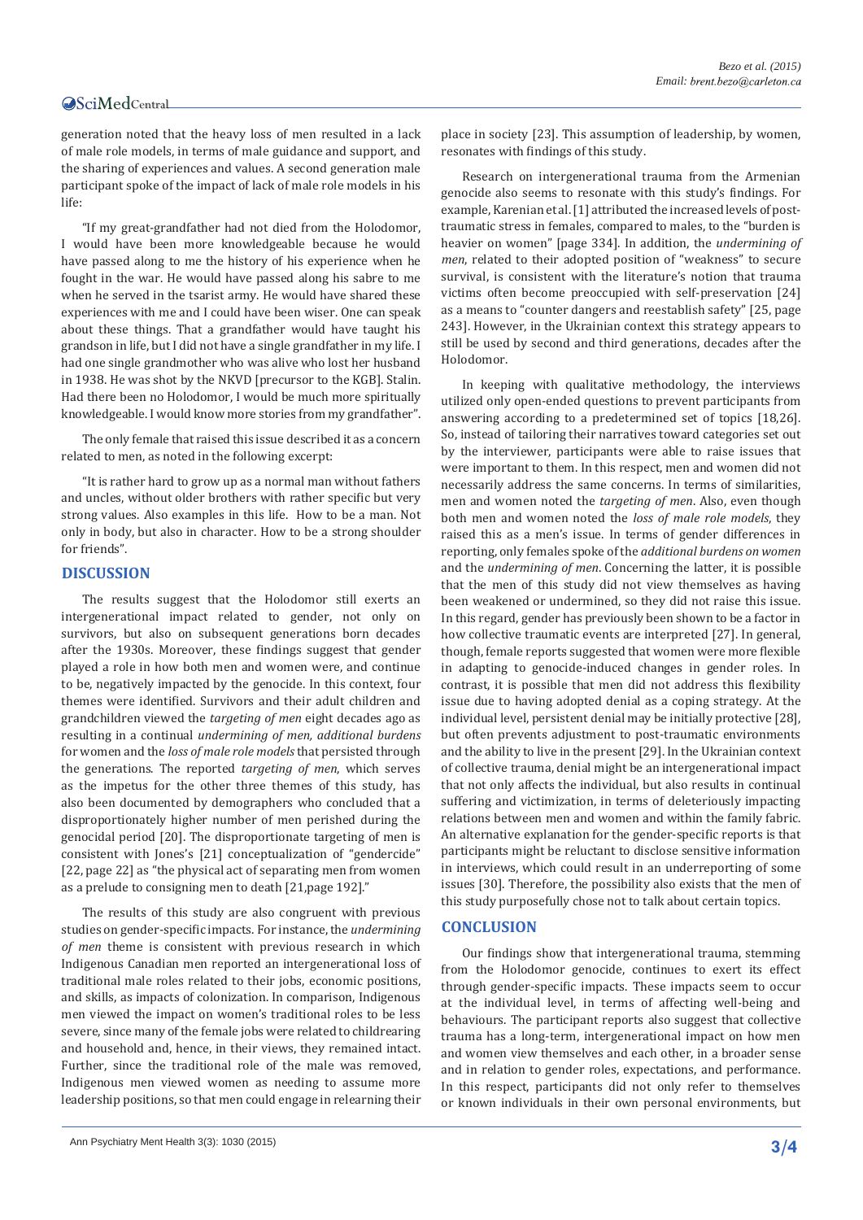generation noted that the heavy loss of men resulted in a lack of male role models, in terms of male guidance and support, and the sharing of experiences and values. A second generation male participant spoke of the impact of lack of male role models in his life:

"If my great-grandfather had not died from the Holodomor, I would have been more knowledgeable because he would have passed along to me the history of his experience when he fought in the war. He would have passed along his sabre to me when he served in the tsarist army. He would have shared these experiences with me and I could have been wiser. One can speak about these things. That a grandfather would have taught his grandson in life, but I did not have a single grandfather in my life. I had one single grandmother who was alive who lost her husband in 1938. He was shot by the NKVD [precursor to the KGB]. Stalin. Had there been no Holodomor, I would be much more spiritually knowledgeable. I would know more stories from my grandfather".

The only female that raised this issue described it as a concern related to men, as noted in the following excerpt:

"It is rather hard to grow up as a normal man without fathers and uncles, without older brothers with rather specific but very strong values. Also examples in this life. How to be a man. Not only in body, but also in character. How to be a strong shoulder for friends".

## DISCUSSION

The results suggest that the Holodomor still exerts an intergenerational impact related to gender, not only on survivors, but also on subsequent generations born decades after the 1930s. Moreover, these findings suggest that gender played a role in how both men and women were, and continue to be, negatively impacted by the genocide. In this context, four themes were identified. Survivors and their adult children and grandchildren viewed the *targeting of men* eight decades ago as resulting in a continual *undermining of men, additional burdens* for women and the *loss of male role models* that persisted through the generations. The reported *targeting of men*, which serves as the impetus for the other three themes of this study, has also been documented by demographers who concluded that a disproportionately higher number of men perished during the genocidal period [20]. The disproportionate targeting of men is consistent with Jones's [21] conceptualization of "gendercide" [22, page 22] as "the physical act of separating men from women as a prelude to consigning men to death [21,page 192]."

The results of this study are also congruent with previous studies on gender-specific impacts. For instance, the *undermining of men* theme is consistent with previous research in which Indigenous Canadian men reported an intergenerational loss of traditional male roles related to their jobs, economic positions, and skills, as impacts of colonization. In comparison, Indigenous men viewed the impact on women's traditional roles to be less severe, since many of the female jobs were related to childrearing and household and, hence, in their views, they remained intact. Further, since the traditional role of the male was removed, Indigenous men viewed women as needing to assume more leadership positions, so that men could engage in relearning their place in society [23]. This assumption of leadership, by women, resonates with findings of this study.

Research on intergenerational trauma from the Armenian genocide also seems to resonate with this study's findings. For example, Karenian et al. [1] attributed the increased levels of post-traumatic stress in females, compared to males, to the "burden is heavier on women" [page 334]. In addition, the *undermining of men*, related to their adopted position of "weakness" to secure survival, is consistent with the literature's notion that trauma victims often become preoccupied with self-preservation [24] as a means to "counter dangers and reestablish safety" [25, page 243]. However, in the Ukrainian context this strategy appears to still be used by second and third generations, decades after the Holodomor.

In keeping with qualitative methodology, the interviews utilized only open-ended questions to prevent participants from answering according to a predetermined set of topics [18,26]. So, instead of tailoring their narratives toward categories set out by the interviewer, participants were able to raise issues that were important to them. In this respect, men and women did not necessarily address the same concerns. In terms of similarities, men and women noted the *targeting of men*. Also, even though both men and women noted the *loss of male role models*, they raised this as a men's issue. In terms of gender differences in reporting, only females spoke of the *additional burdens on women* and the *undermining of men*. Concerning the latter, it is possible that the men of this study did not view themselves as having been weakened or undermined, so they did not raise this issue. In this regard, gender has previously been shown to be a factor in how collective traumatic events are interpreted [27]. In general, though, female reports suggested that women were more flexible in adapting to genocide-induced changes in gender roles. In contrast, it is possible that men did not address this flexibility issue due to having adopted denial as a coping strategy. At the individual level, persistent denial may be initially protective [28], but often prevents adjustment to post-traumatic environments and the ability to live in the present [29]. In the Ukrainian context of collective trauma, denial might be an intergenerational impact that not only affects the individual, but also results in continual suffering and victimization, in terms of deleteriously impacting relations between men and women and within the family fabric. An alternative explanation for the gender-specific reports is that participants might be reluctant to disclose sensitive information in interviews, which could result in an underreporting of some issues [30]. Therefore, the possibility also exists that the men of this study purposefully chose not to talk about certain topics.

## CONCLUSION

Our findings show that intergenerational trauma, stemming from the Holodomor genocide, continues to exert its effect through gender-specific impacts. These impacts seem to occur at the individual level, in terms of affecting well-being and behaviours. The participant reports also suggest that collective trauma has a long-term, intergenerational impact on how men and women view themselves and each other, in a broader sense and in relation to gender roles, expectations, and performance. In this respect, participants did not only refer to themselves or known individuals in their own personal environments, but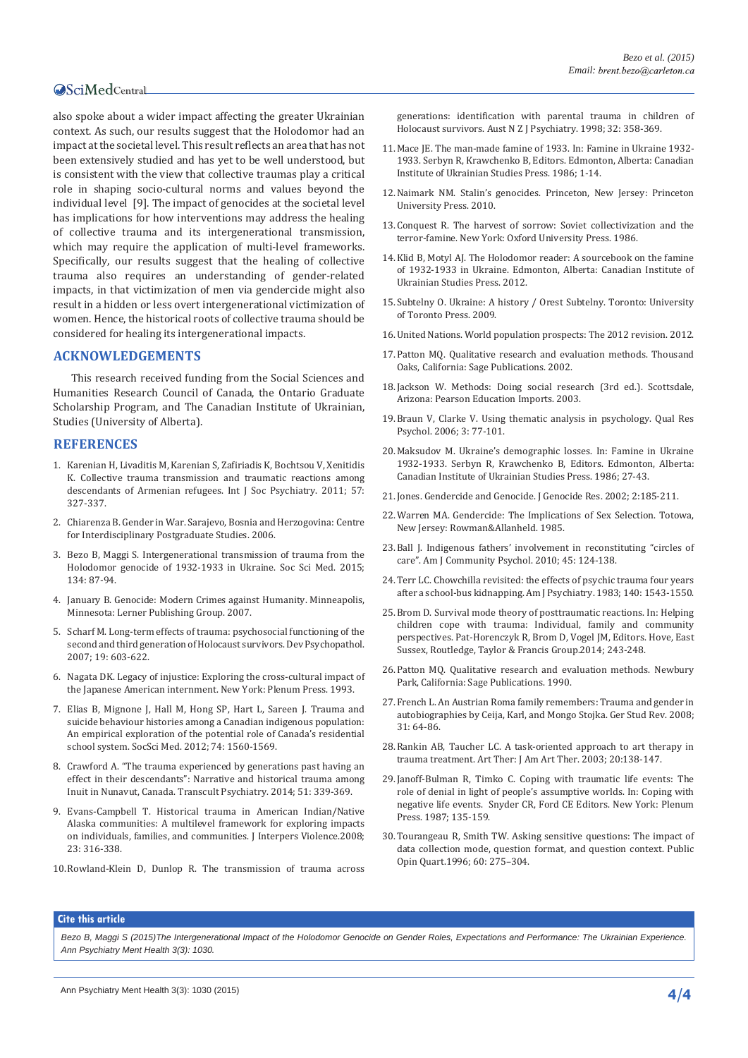also spoke about a wider impact affecting the greater Ukrainian context. As such, our results suggest that the Holodomor had an impact at the societal level. This result reflects an area that has not been extensively studied and has yet to be well understood, but is consistent with the view that collective traumas play a critical role in shaping socio-cultural norms and values beyond the individual level [9]. The impact of genocides at the societal level has implications for how interventions may address the healing of collective trauma and its intergenerational transmission, which may require the application of multi-level frameworks. Specifically, our results suggest that the healing of collective trauma also requires an understanding of gender-related impacts, in that victimization of men via gendercide might also result in a hidden or less overt intergenerational victimization of women. Hence, the historical roots of collective trauma should be considered for healing its intergenerational impacts.

## ACKNOWLEDGEMENTS

This research received funding from the Social Sciences and Humanities Research Council of Canada, the Ontario Graduate Scholarship Program, and The Canadian Institute of Ukrainian, Studies (University of Alberta).

## REFERENCES

1. Karenian H, Livaditis M, Karenian S, Zafiriadis K, Bochtsou V, Xenitidis K. Collective trauma transmission and traumatic reactions among descendants of Armenian refugees. Int J Soc Psychiatry. 2011; 57: 327-337.
2. Chiarenza B. Gender in War. Sarajevo, Bosnia and Herzogovina: Centre for Interdisciplinary Postgraduate Studies. 2006.
3. Bezo B, Maggi S. Intergenerational transmission of trauma from the Holodomor genocide of 1932-1933 in Ukraine. Soc Sci Med. 2015; 134: 87-94.
4. January B. Genocide: Modern Crimes against Humanity. Minneapolis, Minnesota: Lerner Publishing Group. 2007.
5. Scharf M. Long-term effects of trauma: psychosocial functioning of the second and third generation of Holocaust survivors. Dev Psychopathol. 2007; 19: 603-622.
6. Nagata DK. Legacy of injustice: Exploring the cross-cultural impact of the Japanese American internment. New York: Plenum Press. 1993.
7. Elias B, Mignone J, Hall M, Hong SP, Hart L, Sareen J. Trauma and suicide behaviour histories among a Canadian indigenous population: An empirical exploration of the potential role of Canada's residential school system. SocSci Med. 2012; 74: 1560-1569.
8. Crawford A. "The trauma experienced by generations past having an effect in their descendants": Narrative and historical trauma among Inuit in Nunavut, Canada. Transcult Psychiatry. 2014; 51: 339-369.
9. Evans-Campbell T. Historical trauma in American Indian/Native Alaska communities: A multilevel framework for exploring impacts on individuals, families, and communities. J Interpers Violence.2008; 23: 316-338.
10. Rowland-Klein D, Dunlop R. The transmission of trauma across generations: identification with parental trauma in children of Holocaust survivors. Aust N Z J Psychiatry. 1998; 32: 358-369.
11. Mace JE. The man-made famine of 1933. In: Famine in Ukraine 1932-1933. Serbyn R, Krawchenko B, Editors. Edmonton, Alberta: Canadian Institute of Ukrainian Studies Press. 1986; 1-14.
12. Naimark NM. Stalin's genocides. Princeton, New Jersey: Princeton University Press. 2010.
13. Conquest R. The harvest of sorrow: Soviet collectivization and the terror-famine. New York: Oxford University Press. 1986.
14. Klid B, Motyl AJ. The Holodomor reader: A sourcebook on the famine of 1932-1933 in Ukraine. Edmonton, Alberta: Canadian Institute of Ukrainian Studies Press. 2012.
15. Subtelny O. Ukraine: A history / Orest Subtelny. Toronto: University of Toronto Press. 2009.
16. United Nations. World population prospects: The 2012 revision. 2012.
17. Patton MQ. Qualitative research and evaluation methods. Thousand Oaks, California: Sage Publications. 2002.
18. Jackson W. Methods: Doing social research (3rd ed.). Scottsdale, Arizona: Pearson Education Imports. 2003.
19. Braun V, Clarke V. Using thematic analysis in psychology. Qual Res Psychol. 2006; 3: 77-101.
20. Maksudov M. Ukraine's demographic losses. In: Famine in Ukraine 1932-1933. Serbyn R, Krawchenko B, Editors. Edmonton, Alberta: Canadian Institute of Ukrainian Studies Press. 1986; 27-43.
21. Jones. Gendercide and Genocide. J Genocide Res. 2002; 2:185-211.
22. Warren MA. Gendercide: The Implications of Sex Selection. Totowa, New Jersey: Rowman&Allanheld. 1985.
23. Ball J. Indigenous fathers' involvement in reconstituting "circles of care". Am J Community Psychol. 2010; 45: 124-138.
24. Terr LC. Chowchilla revisited: the effects of psychic trauma four years after a school-bus kidnapping. Am J Psychiatry. 1983; 140: 1543-1550.
25. Brom D. Survival mode theory of posttraumatic reactions. In: Helping children cope with trauma: Individual, family and community perspectives. Pat-Horenczyk R, Brom D, Vogel JM, Editors. Hove, East Sussex, Routledge, Taylor & Francis Group.2014; 243-248.
26. Patton MQ. Qualitative research and evaluation methods. Newbury Park, California: Sage Publications. 1990.
27. French L. An Austrian Roma family remembers: Trauma and gender in autobiographies by Ceija, Karl, and Mongo Stojka. Ger Stud Rev. 2008; 31: 64-86.
28. Rankin AB, Taucher LC. A task-oriented approach to art therapy in trauma treatment. Art Ther: J Am Art Ther. 2003; 20:138-147.
29. Janoff-Bulman R, Timko C. Coping with traumatic life events: The role of denial in light of people's assumptive worlds. In: Coping with negative life events. Snyder CR, Ford CE Editors. New York: Plenum Press. 1987; 135-159.
30. Tourangeau R, Smith TW. Asking sensitive questions: The impact of data collection mode, question format, and question context. Public Opin Quart.1996; 60: 275–304.

**Cite this article**

*Bezo B, Maggi S (2015)The Intergenerational Impact of the Holodomor Genocide on Gender Roles, Expectations and Performance: The Ukrainian Experience. Ann Psychiatry Ment Health 3(3): 1030.*